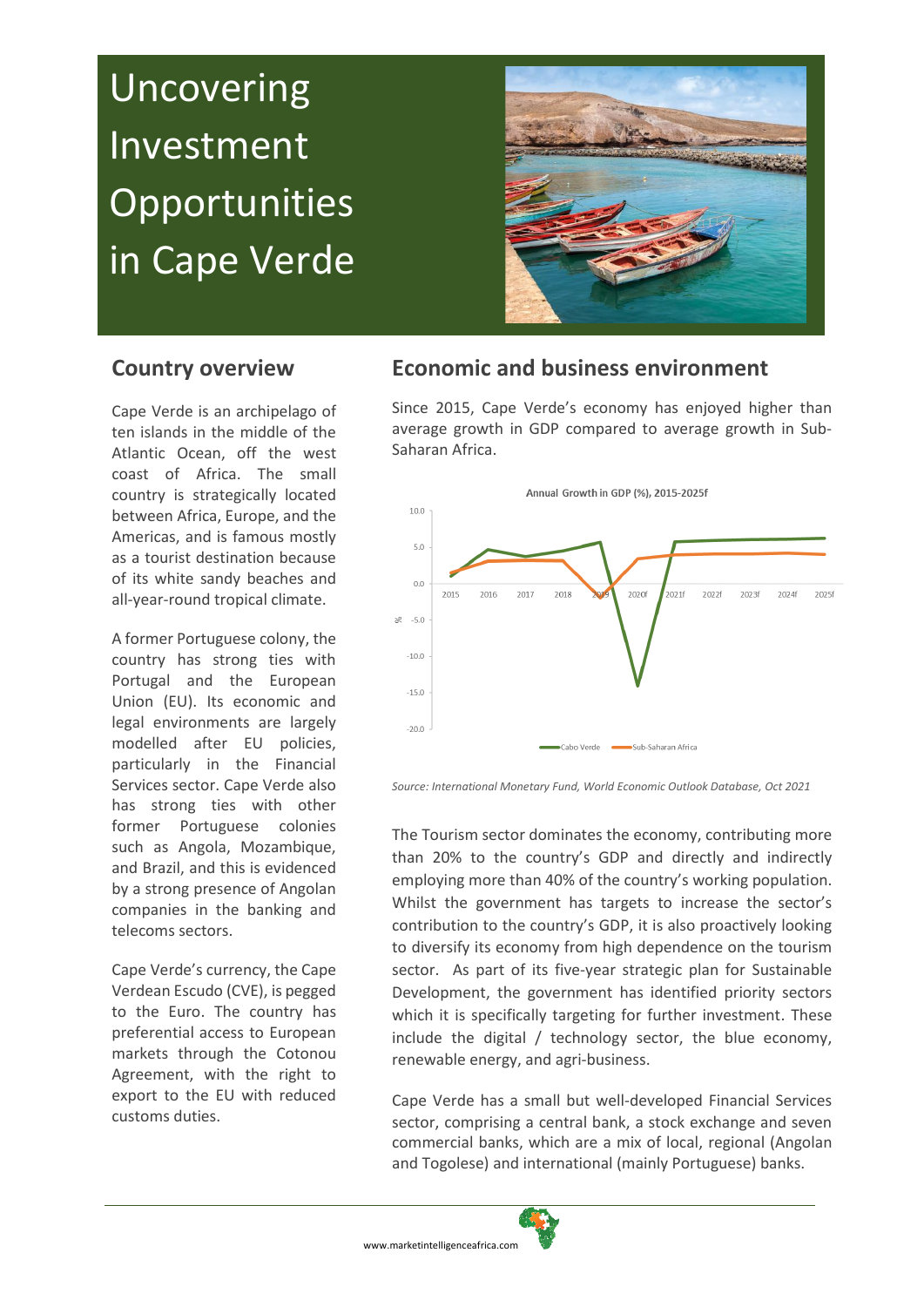# Uncovering Investment Opportunities in Cape Verde

## Country overview

Cape Verde is an archipelago of ten islands in the middle of the Atlantic Ocean, off the west coast of Africa. The small country is strategically located between Africa, Europe, and the Americas, and is famous mostly as a tourist destination because of its white sandy beaches and all-year-round tropical climate.

A former Portuguese colony, the country has strong ties with Portugal and the European Union (EU). Its economic and legal environments are largely modelled after EU policies, particularly in the Financial Services sector. Cape Verde also has strong ties with other former Portuguese colonies such as Angola, Mozambique, and Brazil, and this is evidenced by a strong presence of Angolan companies in the banking and telecoms sectors.

Cape Verde's currency, the Cape Verdean Escudo (CVE), is pegged to the Euro. The country has preferential access to European markets through the Cotonou Agreement, with the right to export to the EU with reduced customs duties.

## Economic and business environment

Since 2015, Cape Verde's economy has enjoyed higher than average growth in GDP compared to average growth in Sub-Saharan Africa.

Annual Growth in GDP (%), 2015-2025f

*Source: International Monetary Fund, World Economic Outlook Database, Oct 2021*

The Tourism sector dominates the economy, contributing more than 20% to the country's GDP and directly and indirectly employing more than 40% of the country's working population. Whilst the government has targets to increase the sector's contribution to the country's GDP, it is also proactively looking to diversify its economy from high dependence on the tourism sector. As part of its five-year strategic plan for Sustainable Development, the government has identified priority sectors which it is specifically targeting for further investment. These include the digital / technology sector, the blue economy, renewable energy, and agri-business.

Cape Verde has a small but well-developed Financial Services sector, comprising a central bank, a stock exchange and seven commercial banks, which are a mix of local, regional (Angolan and Togolese) and international (mainly Portuguese) banks.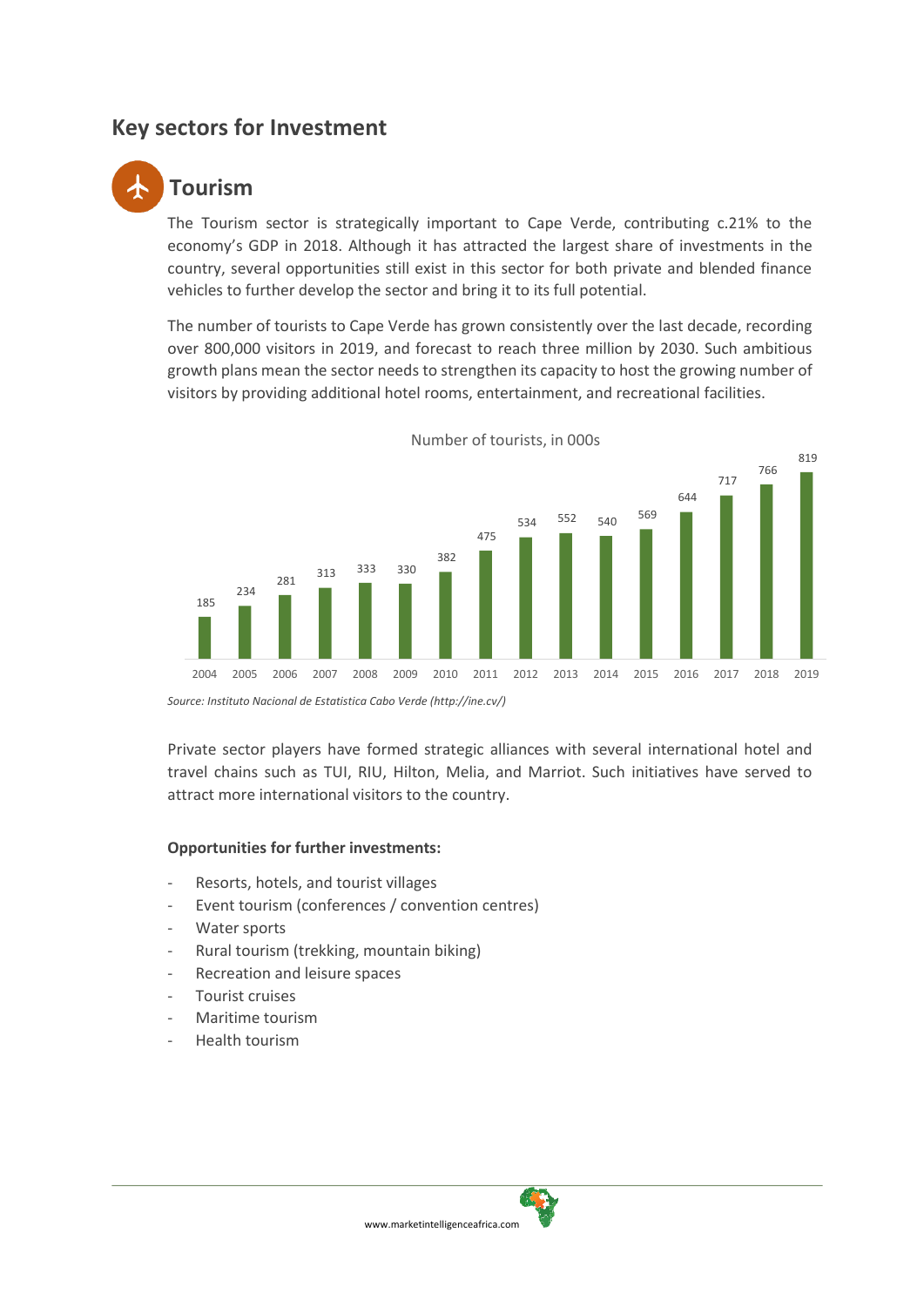## Key sectors for Investment

### Tourism

The Tourism sector is strategically important to Cape Verde, contributing c.21% to the economy's GDP in 2018. Although it has attracted the largest share of investments in the country, several opportunities still exist in this sector for both private and blended finance vehicles to further develop the sector and bring it to its full potential.

The number of tourists to Cape Verde has grown consistently over the last decade, recording over 800,000 visitors in 2019, and forecast to reach three million by 2030. Such ambitious growth plans mean the sector needs to strengthen its capacity to host the growing number of visitors by providing additional hotel rooms, entertainment, and recreational facilities.

Number of tourists, in 000s

| Year | 2004 | 2005 | 2006 | 2007 | 2008 | 2009 | 2010 | 2011 | 2012 | 2013 | 2014 | 2015 | 2016 | 2017 | 2018 | 2019 |
|---|---|---|---|---|---|---|---|---|---|---|---|---|---|---|---|---|
| Tourists (000s) | 185 | 234 | 281 | 313 | 333 | 330 | 382 | 475 | 534 | 552 | 540 | 569 | 644 | 717 | 766 | 819 |

*Source: Instituto Nacional de Estatistica Cabo Verde (http://ine.cv/)*

Private sector players have formed strategic alliances with several international hotel and travel chains such as TUI, RIU, Hilton, Melia, and Marriot. Such initiatives have served to attract more international visitors to the country.

**Opportunities for further investments:**

- Resorts, hotels, and tourist villages
- Event tourism (conferences / convention centres)
- Water sports
- Rural tourism (trekking, mountain biking)
- Recreation and leisure spaces
- Tourist cruises
- Maritime tourism
- Health tourism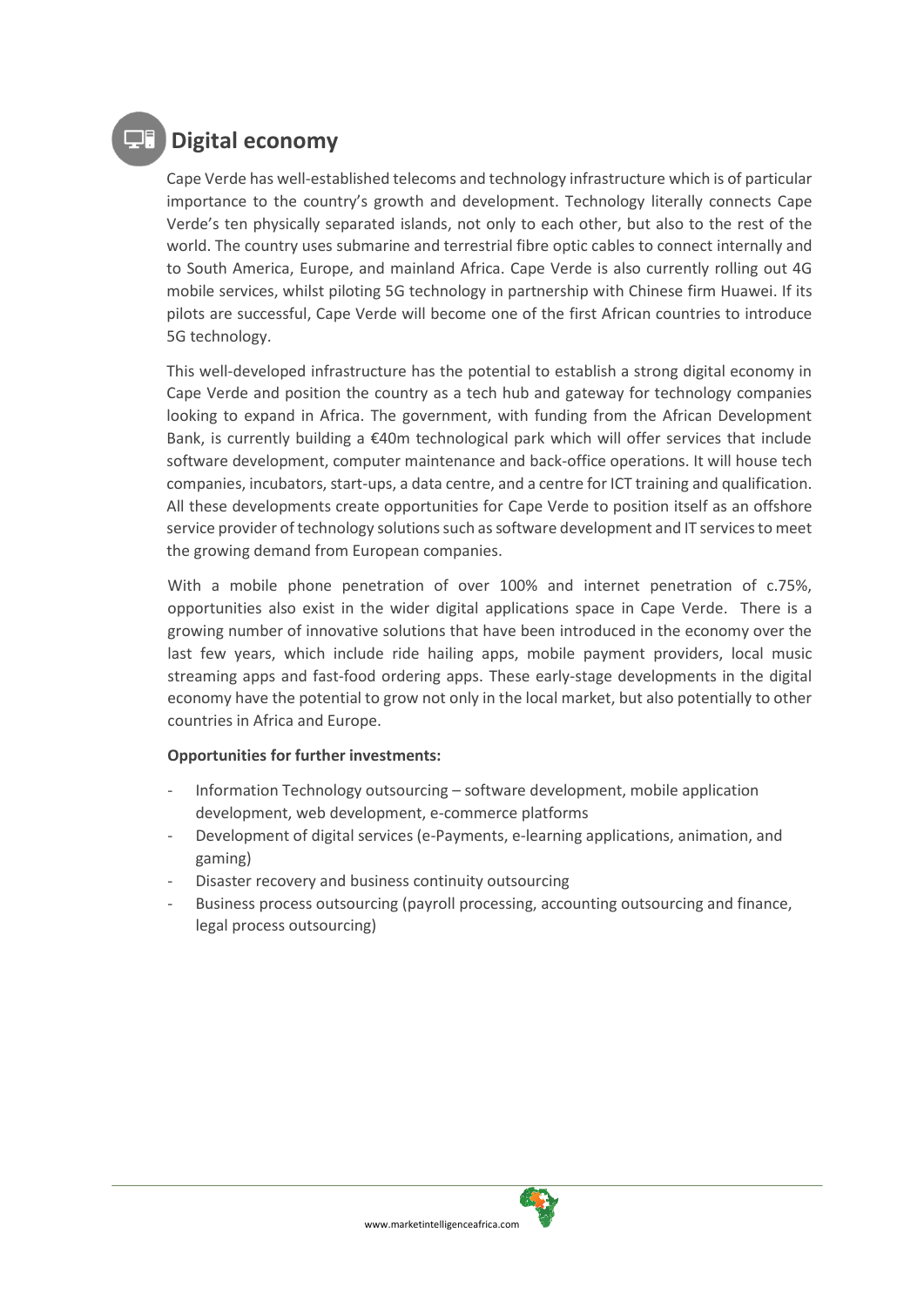## Digital economy

Cape Verde has well-established telecoms and technology infrastructure which is of particular importance to the country's growth and development. Technology literally connects Cape Verde's ten physically separated islands, not only to each other, but also to the rest of the world. The country uses submarine and terrestrial fibre optic cables to connect internally and to South America, Europe, and mainland Africa. Cape Verde is also currently rolling out 4G mobile services, whilst piloting 5G technology in partnership with Chinese firm Huawei. If its pilots are successful, Cape Verde will become one of the first African countries to introduce 5G technology.

This well-developed infrastructure has the potential to establish a strong digital economy in Cape Verde and position the country as a tech hub and gateway for technology companies looking to expand in Africa. The government, with funding from the African Development Bank, is currently building a €40m technological park which will offer services that include software development, computer maintenance and back-office operations. It will house tech companies, incubators, start-ups, a data centre, and a centre for ICT training and qualification. All these developments create opportunities for Cape Verde to position itself as an offshore service provider of technology solutions such as software development and IT services to meet the growing demand from European companies.

With a mobile phone penetration of over 100% and internet penetration of c.75%, opportunities also exist in the wider digital applications space in Cape Verde. There is a growing number of innovative solutions that have been introduced in the economy over the last few years, which include ride hailing apps, mobile payment providers, local music streaming apps and fast-food ordering apps. These early-stage developments in the digital economy have the potential to grow not only in the local market, but also potentially to other countries in Africa and Europe.

**Opportunities for further investments:**

- Information Technology outsourcing – software development, mobile application development, web development, e-commerce platforms
- Development of digital services (e-Payments, e-learning applications, animation, and gaming)
- Disaster recovery and business continuity outsourcing
- Business process outsourcing (payroll processing, accounting outsourcing and finance, legal process outsourcing)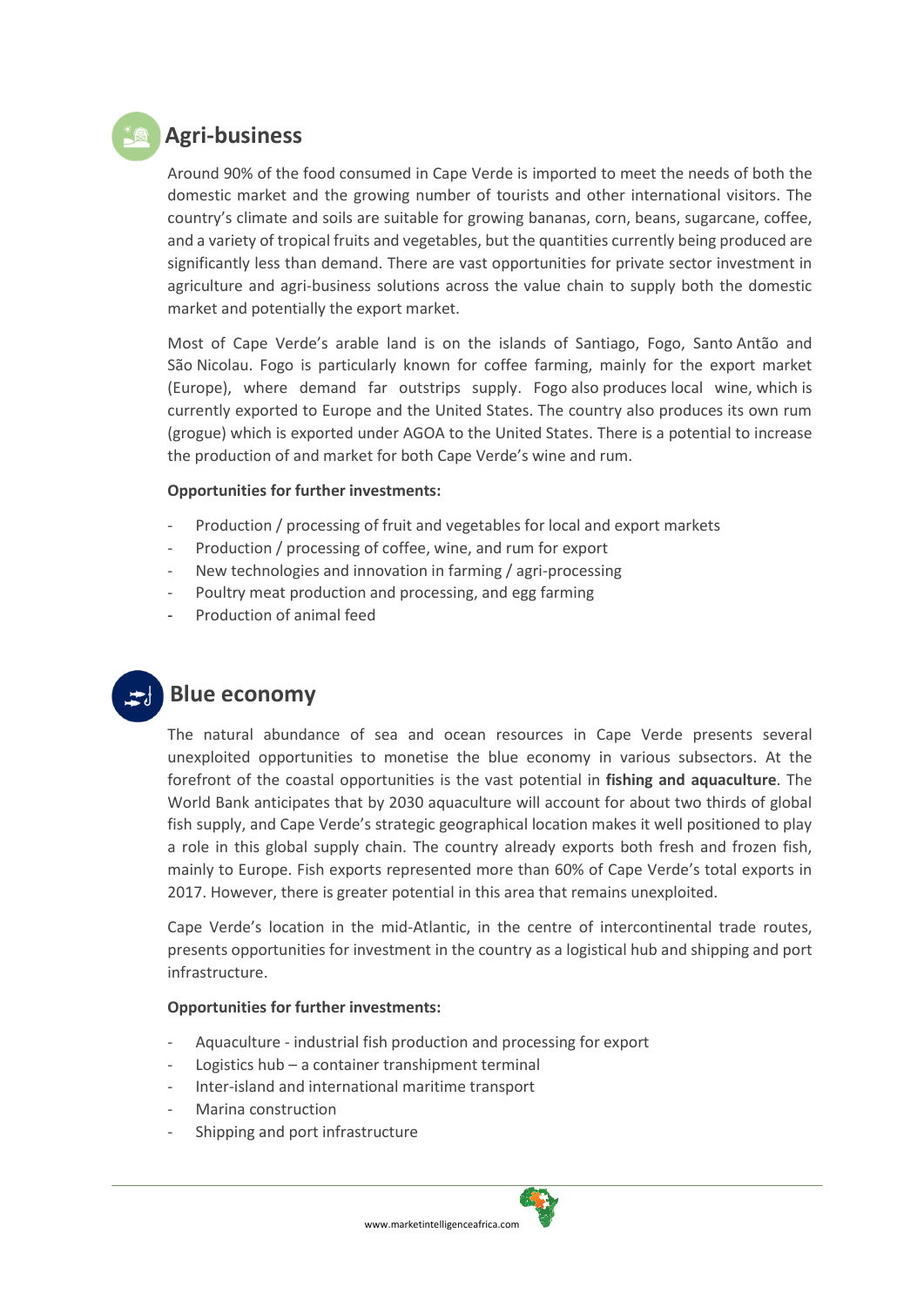## Agri-business

Around 90% of the food consumed in Cape Verde is imported to meet the needs of both the domestic market and the growing number of tourists and other international visitors. The country's climate and soils are suitable for growing bananas, corn, beans, sugarcane, coffee, and a variety of tropical fruits and vegetables, but the quantities currently being produced are significantly less than demand. There are vast opportunities for private sector investment in agriculture and agri-business solutions across the value chain to supply both the domestic market and potentially the export market.

Most of Cape Verde's arable land is on the islands of Santiago, Fogo, Santo Antão and São Nicolau. Fogo is particularly known for coffee farming, mainly for the export market (Europe), where demand far outstrips supply. Fogo also produces local wine, which is currently exported to Europe and the United States. The country also produces its own rum (grogue) which is exported under AGOA to the United States. There is a potential to increase the production of and market for both Cape Verde's wine and rum.

**Opportunities for further investments:**

- Production / processing of fruit and vegetables for local and export markets
- Production / processing of coffee, wine, and rum for export
- New technologies and innovation in farming / agri-processing
- Poultry meat production and processing, and egg farming
- Production of animal feed

## Blue economy

The natural abundance of sea and ocean resources in Cape Verde presents several unexploited opportunities to monetise the blue economy in various subsectors. At the forefront of the coastal opportunities is the vast potential in **fishing and aquaculture**. The World Bank anticipates that by 2030 aquaculture will account for about two thirds of global fish supply, and Cape Verde's strategic geographical location makes it well positioned to play a role in this global supply chain. The country already exports both fresh and frozen fish, mainly to Europe. Fish exports represented more than 60% of Cape Verde's total exports in 2017. However, there is greater potential in this area that remains unexploited.

Cape Verde's location in the mid-Atlantic, in the centre of intercontinental trade routes, presents opportunities for investment in the country as a logistical hub and shipping and port infrastructure.

**Opportunities for further investments:**

- Aquaculture - industrial fish production and processing for export
- Logistics hub – a container transhipment terminal
- Inter-island and international maritime transport
- Marina construction
- Shipping and port infrastructure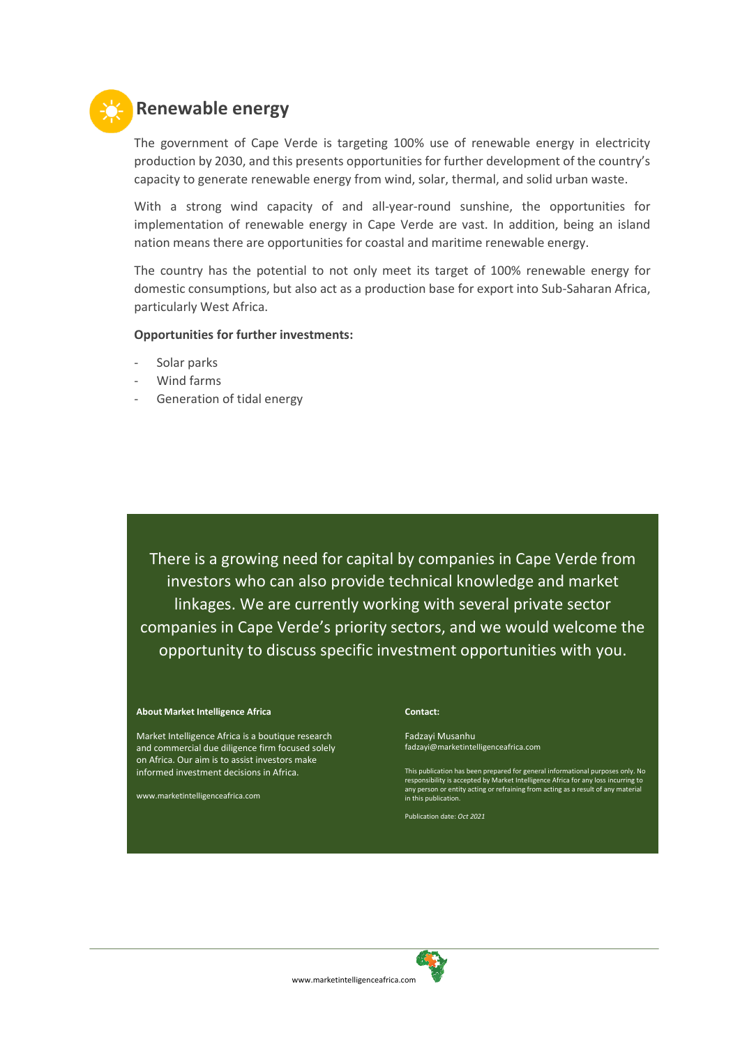## Renewable energy

The government of Cape Verde is targeting 100% use of renewable energy in electricity production by 2030, and this presents opportunities for further development of the country's capacity to generate renewable energy from wind, solar, thermal, and solid urban waste.

With a strong wind capacity of and all-year-round sunshine, the opportunities for implementation of renewable energy in Cape Verde are vast. In addition, being an island nation means there are opportunities for coastal and maritime renewable energy.

The country has the potential to not only meet its target of 100% renewable energy for domestic consumptions, but also act as a production base for export into Sub-Saharan Africa, particularly West Africa.

**Opportunities for further investments:**

- Solar parks
- Wind farms
- Generation of tidal energy

There is a growing need for capital by companies in Cape Verde from investors who can also provide technical knowledge and market linkages. We are currently working with several private sector companies in Cape Verde's priority sectors, and we would welcome the opportunity to discuss specific investment opportunities with you.

**About Market Intelligence Africa**

Market Intelligence Africa is a boutique research and commercial due diligence firm focused solely on Africa. Our aim is to assist investors make informed investment decisions in Africa.

www.marketintelligenceafrica.com

**Contact:**

Fadzayi Musanhu
fadzayi@marketintelligenceafrica.com

This publication has been prepared for general informational purposes only. No responsibility is accepted by Market Intelligence Africa for any loss incurring to any person or entity acting or refraining from acting as a result of any material in this publication.

Publication date: *Oct 2021*